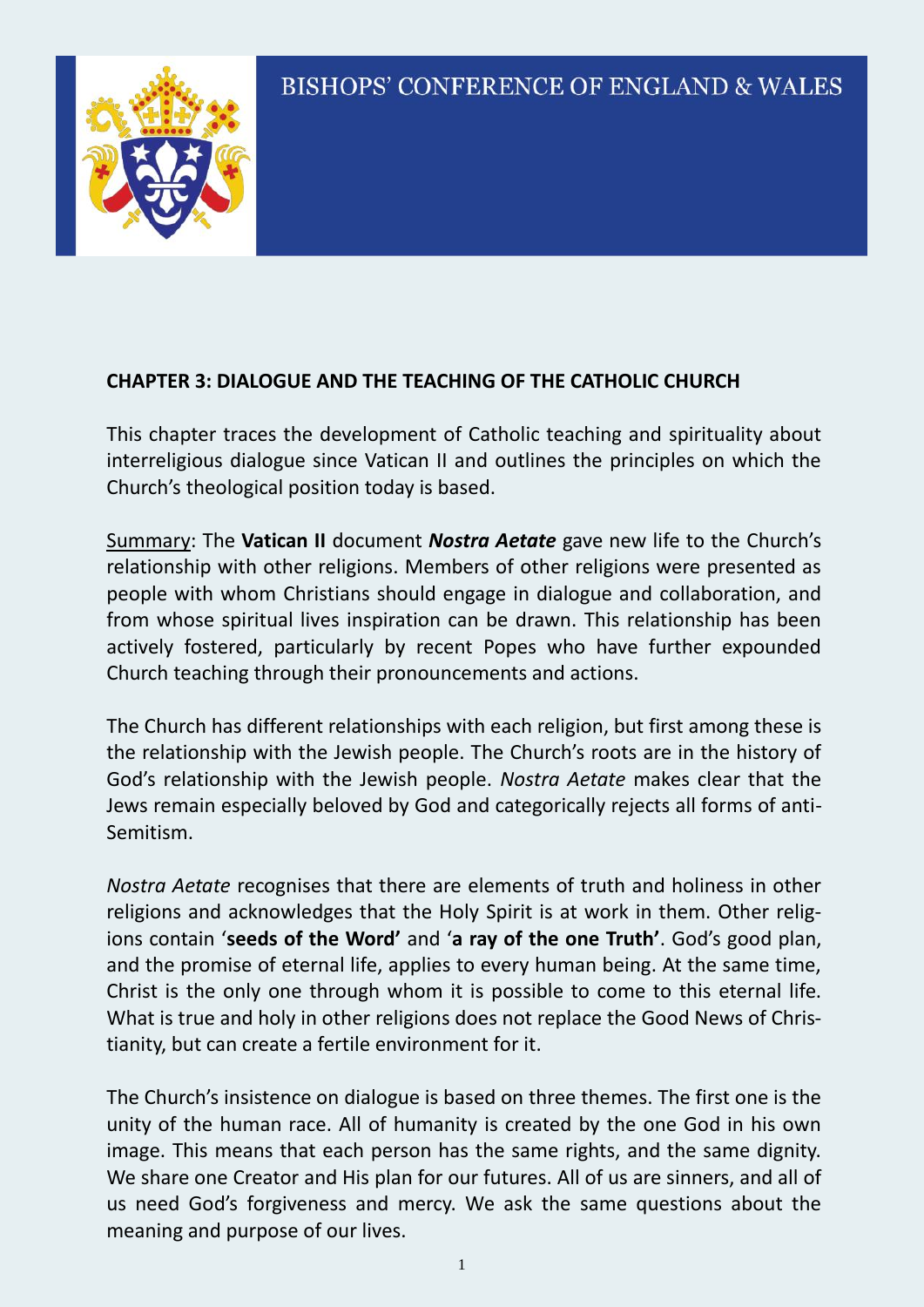BISHOPS' CONFERENCE OF ENGLAND & WALES

## CHAPTER 3: DIALOGUE AND THE TEACHING OF THE CATHOLIC CHURCH

This chapter traces the development of Catholic teaching and spirituality about interreligious dialogue since Vatican II and outlines the principles on which the Church's theological position today is based.

Summary: The **Vatican II** document ***Nostra Aetate*** gave new life to the Church's relationship with other religions. Members of other religions were presented as people with whom Christians should engage in dialogue and collaboration, and from whose spiritual lives inspiration can be drawn. This relationship has been actively fostered, particularly by recent Popes who have further expounded Church teaching through their pronouncements and actions.

The Church has different relationships with each religion, but first among these is the relationship with the Jewish people. The Church's roots are in the history of God's relationship with the Jewish people. *Nostra Aetate* makes clear that the Jews remain especially beloved by God and categorically rejects all forms of anti-Semitism.

*Nostra Aetate* recognises that there are elements of truth and holiness in other religions and acknowledges that the Holy Spirit is at work in them. Other religions contain '**seeds of the Word'** and '**a ray of the one Truth'**. God's good plan, and the promise of eternal life, applies to every human being. At the same time, Christ is the only one through whom it is possible to come to this eternal life. What is true and holy in other religions does not replace the Good News of Christianity, but can create a fertile environment for it.

The Church's insistence on dialogue is based on three themes. The first one is the unity of the human race. All of humanity is created by the one God in his own image. This means that each person has the same rights, and the same dignity. We share one Creator and His plan for our futures. All of us are sinners, and all of us need God's forgiveness and mercy. We ask the same questions about the meaning and purpose of our lives.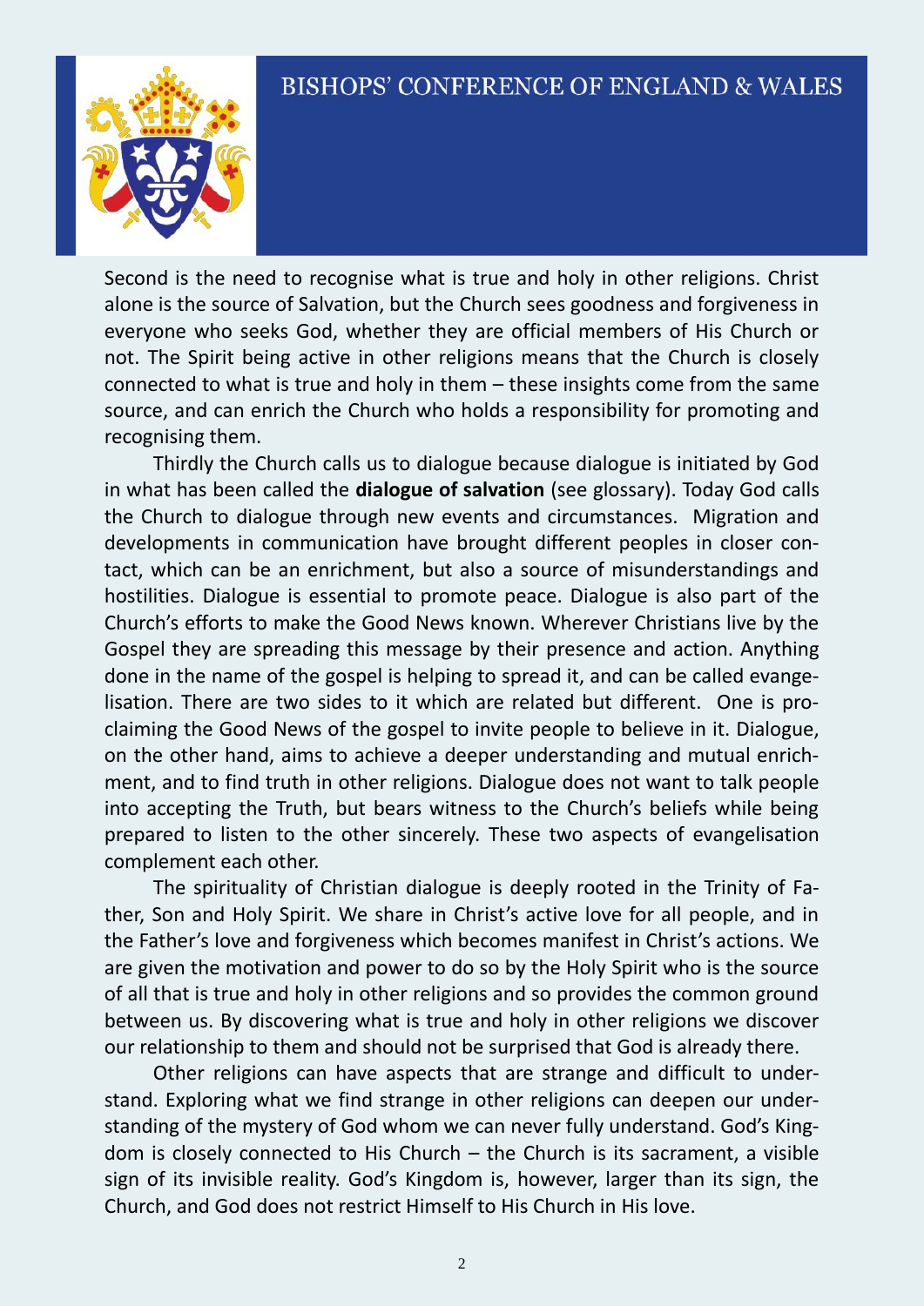Second is the need to recognise what is true and holy in other religions. Christ alone is the source of Salvation, but the Church sees goodness and forgiveness in everyone who seeks God, whether they are official members of His Church or not. The Spirit being active in other religions means that the Church is closely connected to what is true and holy in them – these insights come from the same source, and can enrich the Church who holds a responsibility for promoting and recognising them.

Thirdly the Church calls us to dialogue because dialogue is initiated by God in what has been called the **dialogue of salvation** (see glossary). Today God calls the Church to dialogue through new events and circumstances. Migration and developments in communication have brought different peoples in closer contact, which can be an enrichment, but also a source of misunderstandings and hostilities. Dialogue is essential to promote peace. Dialogue is also part of the Church's efforts to make the Good News known. Wherever Christians live by the Gospel they are spreading this message by their presence and action. Anything done in the name of the gospel is helping to spread it, and can be called evangelisation. There are two sides to it which are related but different. One is proclaiming the Good News of the gospel to invite people to believe in it. Dialogue, on the other hand, aims to achieve a deeper understanding and mutual enrichment, and to find truth in other religions. Dialogue does not want to talk people into accepting the Truth, but bears witness to the Church's beliefs while being prepared to listen to the other sincerely. These two aspects of evangelisation complement each other.

The spirituality of Christian dialogue is deeply rooted in the Trinity of Father, Son and Holy Spirit. We share in Christ's active love for all people, and in the Father's love and forgiveness which becomes manifest in Christ's actions. We are given the motivation and power to do so by the Holy Spirit who is the source of all that is true and holy in other religions and so provides the common ground between us. By discovering what is true and holy in other religions we discover our relationship to them and should not be surprised that God is already there.

Other religions can have aspects that are strange and difficult to understand. Exploring what we find strange in other religions can deepen our understanding of the mystery of God whom we can never fully understand. God's Kingdom is closely connected to His Church – the Church is its sacrament, a visible sign of its invisible reality. God's Kingdom is, however, larger than its sign, the Church, and God does not restrict Himself to His Church in His love.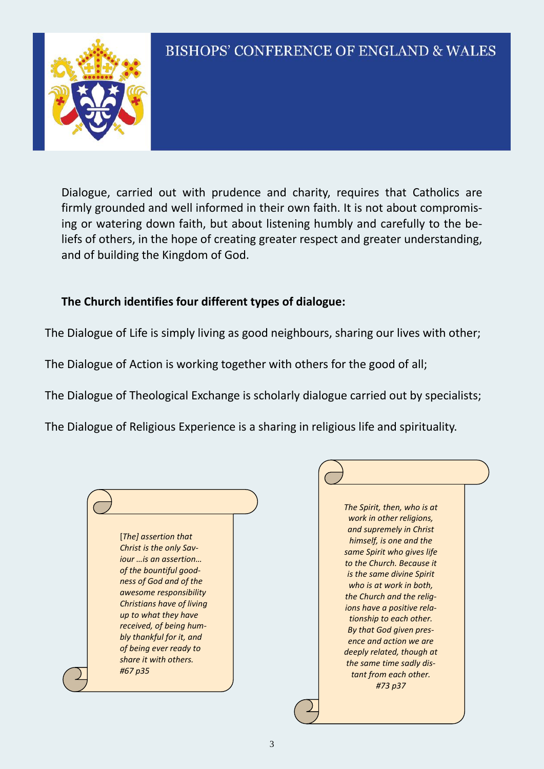Dialogue, carried out with prudence and charity, requires that Catholics are firmly grounded and well informed in their own faith. It is not about compromising or watering down faith, but about listening humbly and carefully to the beliefs of others, in the hope of creating greater respect and greater understanding, and of building the Kingdom of God.

**The Church identifies four different types of dialogue:**

The Dialogue of Life is simply living as good neighbours, sharing our lives with other;

The Dialogue of Action is working together with others for the good of all;

The Dialogue of Theological Exchange is scholarly dialogue carried out by specialists;

The Dialogue of Religious Experience is a sharing in religious life and spirituality.

*[The] assertion that Christ is the only Saviour …is an assertion… of the bountiful goodness of God and of the awesome responsibility Christians have of living up to what they have received, of being humbly thankful for it, and of being ever ready to share it with others. #67 p35*

*The Spirit, then, who is at work in other religions, and supremely in Christ himself, is one and the same Spirit who gives life to the Church. Because it is the same divine Spirit who is at work in both, the Church and the religions have a positive relationship to each other. By that God given presence and action we are deeply related, though at the same time sadly distant from each other. #73 p37*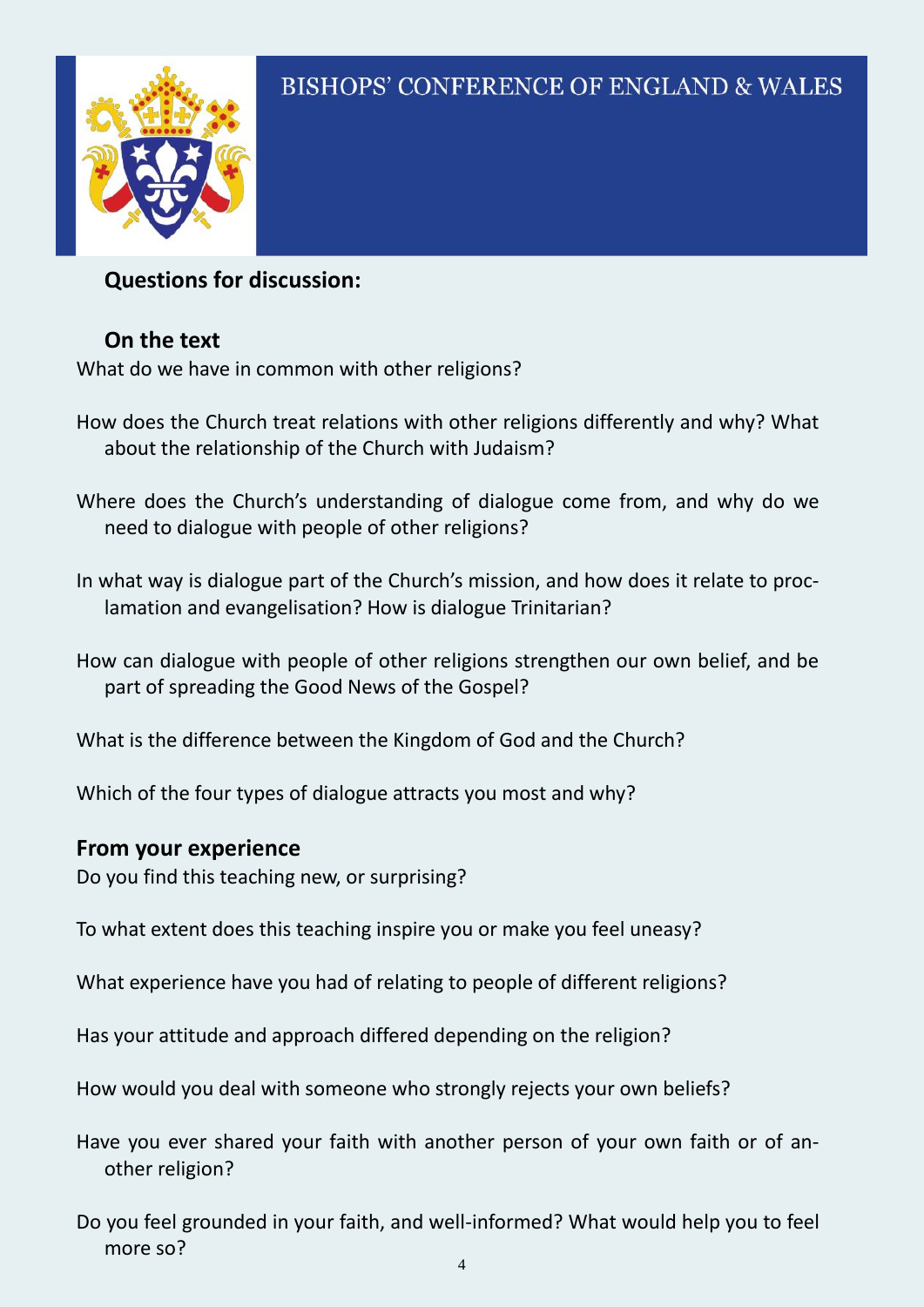## Questions for discussion:

### On the text

What do we have in common with other religions?

How does the Church treat relations with other religions differently and why? What about the relationship of the Church with Judaism?

Where does the Church's understanding of dialogue come from, and why do we need to dialogue with people of other religions?

In what way is dialogue part of the Church's mission, and how does it relate to proclamation and evangelisation? How is dialogue Trinitarian?

How can dialogue with people of other religions strengthen our own belief, and be part of spreading the Good News of the Gospel?

What is the difference between the Kingdom of God and the Church?

Which of the four types of dialogue attracts you most and why?

### From your experience

Do you find this teaching new, or surprising?

To what extent does this teaching inspire you or make you feel uneasy?

What experience have you had of relating to people of different religions?

Has your attitude and approach differed depending on the religion?

How would you deal with someone who strongly rejects your own beliefs?

Have you ever shared your faith with another person of your own faith or of another religion?

Do you feel grounded in your faith, and well-informed? What would help you to feel more so?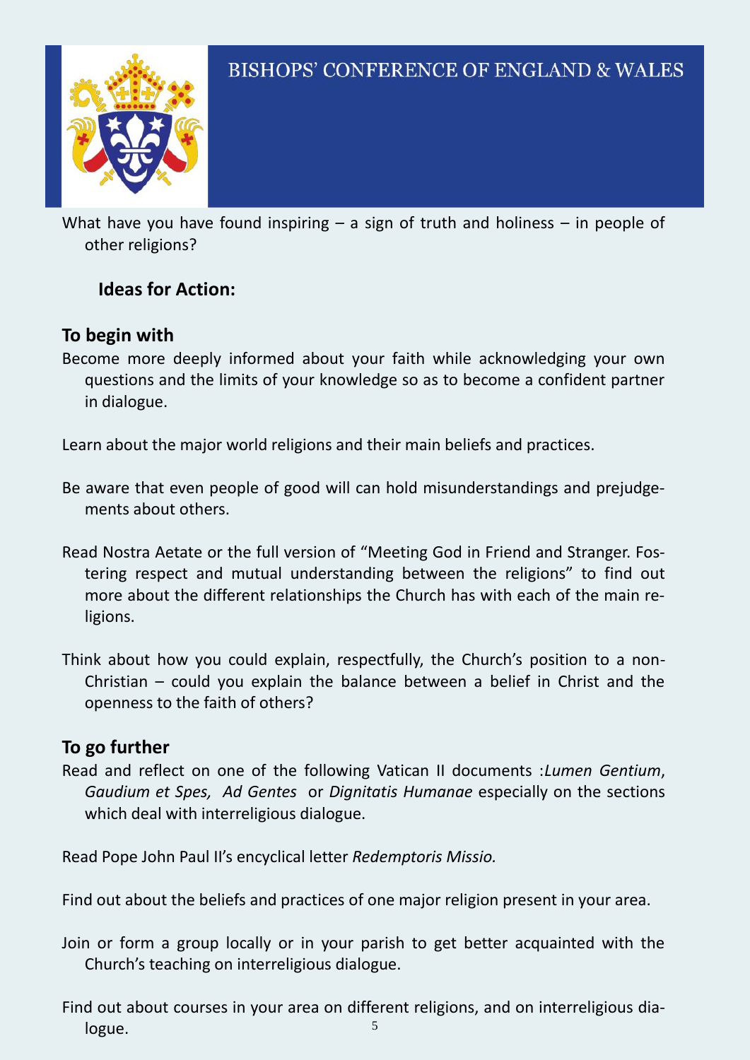What have you have found inspiring – a sign of truth and holiness – in people of other religions?

## Ideas for Action:

### To begin with

Become more deeply informed about your faith while acknowledging your own questions and the limits of your knowledge so as to become a confident partner in dialogue.

Learn about the major world religions and their main beliefs and practices.

Be aware that even people of good will can hold misunderstandings and prejudgements about others.

Read Nostra Aetate or the full version of "Meeting God in Friend and Stranger. Fostering respect and mutual understanding between the religions" to find out more about the different relationships the Church has with each of the main religions.

Think about how you could explain, respectfully, the Church's position to a non-Christian – could you explain the balance between a belief in Christ and the openness to the faith of others?

### To go further

Read and reflect on one of the following Vatican II documents :*Lumen Gentium*, *Gaudium et Spes, Ad Gentes* or *Dignitatis Humanae* especially on the sections which deal with interreligious dialogue.

Read Pope John Paul II's encyclical letter *Redemptoris Missio.*

Find out about the beliefs and practices of one major religion present in your area.

Join or form a group locally or in your parish to get better acquainted with the Church's teaching on interreligious dialogue.

Find out about courses in your area on different religions, and on interreligious dialogue.